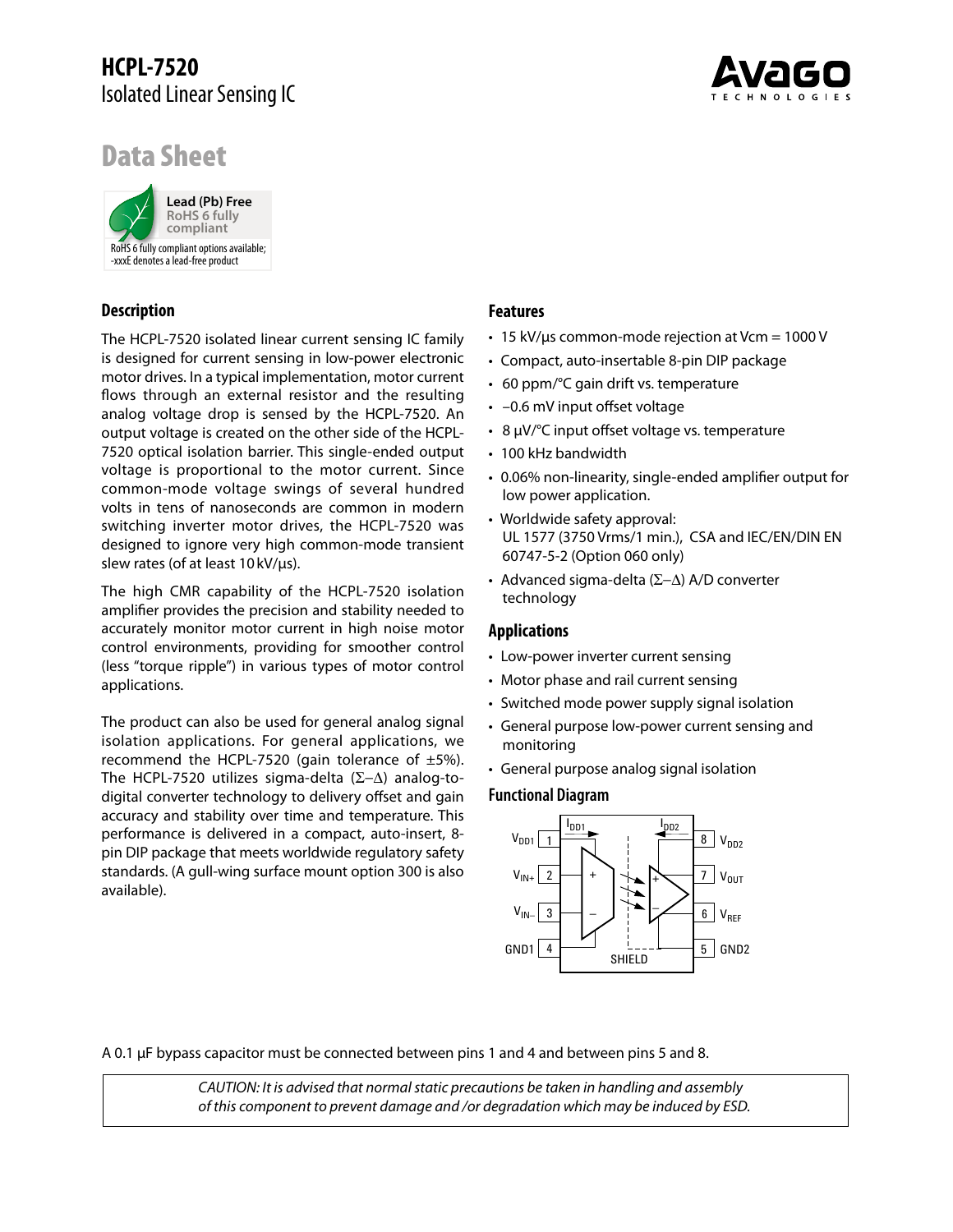# HCPL-7520

Isolated Linear Sensing IC

## Data Sheet

**Lead (Pb) Free**
RoHS 6 fully compliant

RoHS 6 fully compliant options available; -xxxE denotes a lead-free product

## Description

The HCPL-7520 isolated linear current sensing IC family is designed for current sensing in low-power electronic motor drives. In a typical implementation, motor current flows through an external resistor and the resulting analog voltage drop is sensed by the HCPL-7520. An output voltage is created on the other side of the HCPL-7520 optical isolation barrier. This single-ended output voltage is proportional to the motor current. Since common-mode voltage swings of several hundred volts in tens of nanoseconds are common in modern switching inverter motor drives, the HCPL-7520 was designed to ignore very high common-mode transient slew rates (of at least 10 kV/µs).

The high CMR capability of the HCPL-7520 isolation amplifier provides the precision and stability needed to accurately monitor motor current in high noise motor control environments, providing for smoother control (less "torque ripple") in various types of motor control applications.

The product can also be used for general analog signal isolation applications. For general applications, we recommend the HCPL-7520 (gain tolerance of ±5%). The HCPL-7520 utilizes sigma-delta (Σ–Δ) analog-to-digital converter technology to delivery offset and gain accuracy and stability over time and temperature. This performance is delivered in a compact, auto-insert, 8-pin DIP package that meets worldwide regulatory safety standards. (A gull-wing surface mount option 300 is also available).

## Features

- 15 kV/µs common-mode rejection at Vcm = 1000 V
- Compact, auto-insertable 8-pin DIP package
- 60 ppm/°C gain drift vs. temperature
- –0.6 mV input offset voltage
- 8 µV/°C input offset voltage vs. temperature
- 100 kHz bandwidth
- 0.06% non-linearity, single-ended amplifier output for low power application.
- Worldwide safety approval:
  UL 1577 (3750 Vrms/1 min.), CSA and IEC/EN/DIN EN 60747-5-2 (Option 060 only)
- Advanced sigma-delta (Σ–Δ) A/D converter technology

## Applications

- Low-power inverter current sensing
- Motor phase and rail current sensing
- Switched mode power supply signal isolation
- General purpose low-power current sensing and monitoring
- General purpose analog signal isolation

## Functional Diagram

| Pin | Name | Pin | Name |
|---|---|---|---|
| 1 | $V_{DD1}$ | 8 | $V_{DD2}$ |
| 2 | $V_{IN+}$ | 7 | $V_{OUT}$ |
| 3 | $V_{IN-}$ | 6 | $V_{REF}$ |
| 4 | GND1 | 5 | GND2 |

$I_{DD1}$, $I_{DD2}$, SHIELD

A 0.1 µF bypass capacitor must be connected between pins 1 and 4 and between pins 5 and 8.

*CAUTION: It is advised that normal static precautions be taken in handling and assembly of this component to prevent damage and /or degradation which may be induced by ESD.*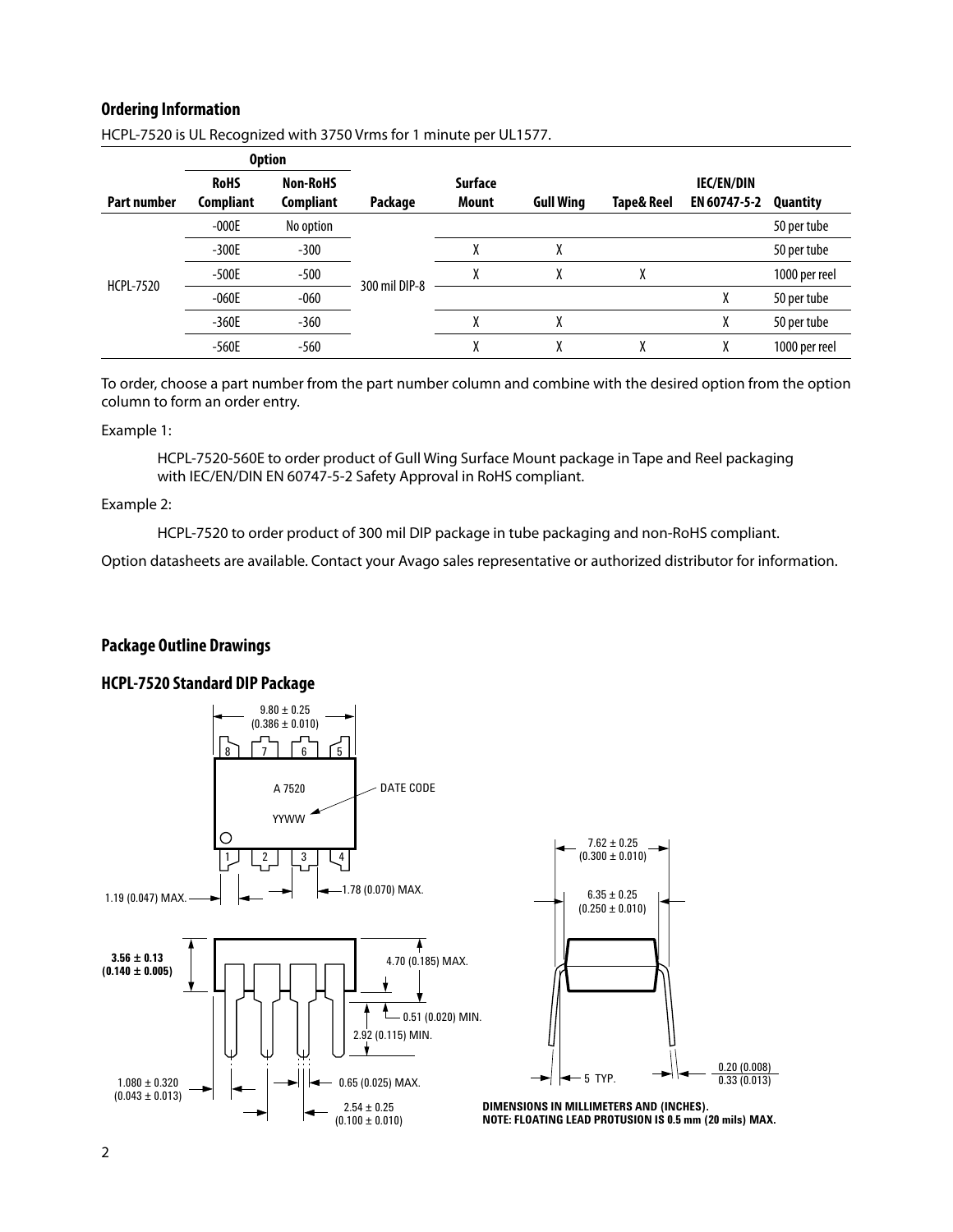## Ordering Information

HCPL-7520 is UL Recognized with 3750 Vrms for 1 minute per UL1577.

| | Option | | | | | | | |
|---|---|---|---|---|---|---|---|---|
| Part number | RoHS Compliant | Non-RoHS Compliant | Package | Surface Mount | Gull Wing | Tape& Reel | IEC/EN/DIN EN 60747-5-2 | Quantity |
| HCPL-7520 | -000E | No option | 300 mil DIP-8 | | | | | 50 per tube |
| | -300E | -300 | | X | X | | | 50 per tube |
| | -500E | -500 | | X | X | X | | 1000 per reel |
| | -060E | -060 | | | | | X | 50 per tube |
| | -360E | -360 | | X | X | | X | 50 per tube |
| | -560E | -560 | | X | X | X | X | 1000 per reel |

To order, choose a part number from the part number column and combine with the desired option from the option column to form an order entry.

Example 1:

HCPL-7520-560E to order product of Gull Wing Surface Mount package in Tape and Reel packaging with IEC/EN/DIN EN 60747-5-2 Safety Approval in RoHS compliant.

Example 2:

HCPL-7520 to order product of 300 mil DIP package in tube packaging and non-RoHS compliant.

Option datasheets are available. Contact your Avago sales representative or authorized distributor for information.

## Package Outline Drawings

### HCPL-7520 Standard DIP Package

9.80 ± 0.25
(0.386 ± 0.010)

8 7 6 5

A 7520

YYWW

DATE CODE

1 2 3 4

1.19 (0.047) MAX.

1.78 (0.070) MAX.

7.62 ± 0.25
(0.300 ± 0.010)

6.35 ± 0.25
(0.250 ± 0.010)

3.56 ± 0.13
(0.140 ± 0.005)

4.70 (0.185) MAX.

0.51 (0.020) MIN.

2.92 (0.115) MIN.

1.080 ± 0.320
(0.043 ± 0.013)

0.65 (0.025) MAX.

2.54 ± 0.25
(0.100 ± 0.010)

5 TYP.

0.20 (0.008)
0.33 (0.013)

DIMENSIONS IN MILLIMETERS AND (INCHES).
NOTE: FLOATING LEAD PROTUSION IS 0.5 mm (20 mils) MAX.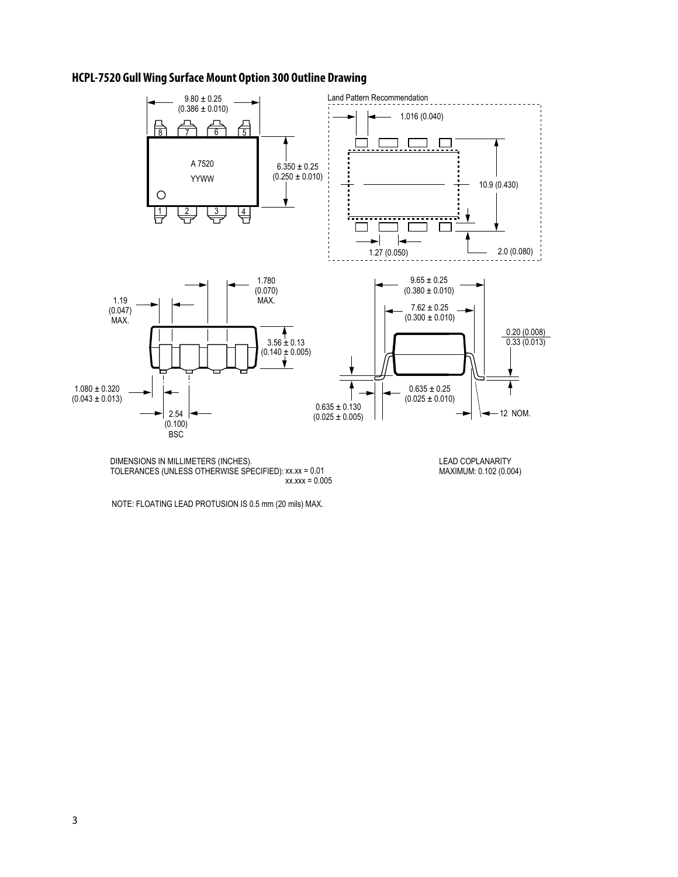## HCPL-7520 Gull Wing Surface Mount Option 300 Outline Drawing

9.80 ± 0.25
(0.386 ± 0.010)

8 7 6 5

A 7520
YYWW

1 2 3 4

6.350 ± 0.25
(0.250 ± 0.010)

Land Pattern Recommendation

1.016 (0.040)

10.9 (0.430)

1.27 (0.050)

2.0 (0.080)

1.19
(0.047)
MAX.

1.780
(0.070)
MAX.

3.56 ± 0.13
(0.140 ± 0.005)

1.080 ± 0.320
(0.043 ± 0.013)

2.54
(0.100)
BSC

9.65 ± 0.25
(0.380 ± 0.010)

7.62 ± 0.25
(0.300 ± 0.010)

0.20 (0.008)
0.33 (0.013)

0.635 ± 0.130
(0.025 ± 0.005)

0.635 ± 0.25
(0.025 ± 0.010)

12 NOM.

DIMENSIONS IN MILLIMETERS (INCHES).
TOLERANCES (UNLESS OTHERWISE SPECIFIED): xx.xx = 0.01
xx.xxx = 0.005

LEAD COPLANARITY
MAXIMUM: 0.102 (0.004)

NOTE: FLOATING LEAD PROTUSION IS 0.5 mm (20 mils) MAX.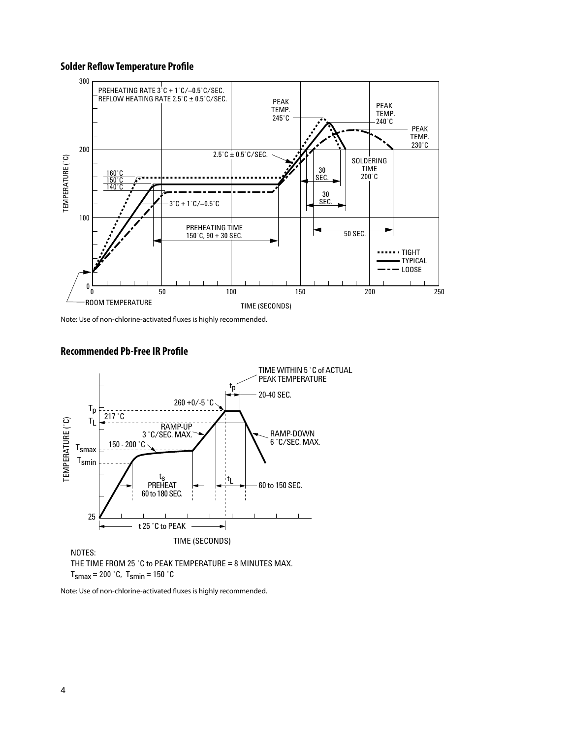## Solder Reflow Temperature Profile

PREHEATING RATE 3°C + 1°C/–0.5°C/SEC.
REFLOW HEATING RATE 2.5°C ± 0.5°C/SEC.

PEAK TEMP. 245°C
PEAK TEMP. 240°C
PEAK TEMP. 230°C

2.5°C ± 0.5°C/SEC.

160°C
150°C
140°C

3°C + 1°C/–0.5°C

PREHEATING TIME
150°C, 90 + 30 SEC.

30 SEC.
30 SEC.
SOLDERING TIME 200°C
50 SEC.

TIGHT
TYPICAL
LOOSE

TEMPERATURE (°C)
TIME (SECONDS)
ROOM TEMPERATURE

0, 100, 200, 300
0, 50, 100, 150, 200, 250

Note: Use of non-chlorine-activated fluxes is highly recommended.

## Recommended Pb-Free IR Profile

TIME WITHIN 5 °C of ACTUAL PEAK TEMPERATURE

$t_p$

20-40 SEC.

260 +0/-5 °C

$T_p$

$T_L$

217 °C

RAMP-UP
3 °C/SEC. MAX.

RAMP-DOWN
6 °C/SEC. MAX.

$T_{smax}$

$T_{smin}$

150 - 200 °C

$t_s$
PREHEAT
60 to 180 SEC.

$t_L$

60 to 150 SEC.

25

t 25 °C to PEAK

TEMPERATURE (°C)
TIME (SECONDS)

NOTES:
THE TIME FROM 25 °C to PEAK TEMPERATURE = 8 MINUTES MAX.
$T_{smax}$ = 200 °C, $T_{smin}$ = 150 °C

Note: Use of non-chlorine-activated fluxes is highly recommended.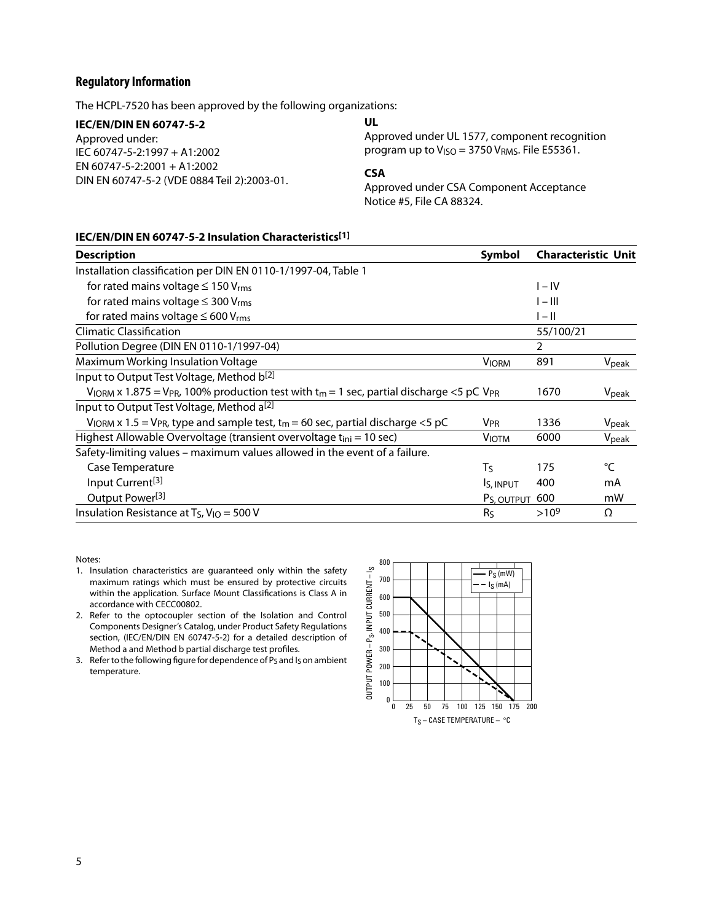## Regulatory Information

The HCPL-7520 has been approved by the following organizations:

**IEC/EN/DIN EN 60747-5-2**

Approved under:
IEC 60747-5-2:1997 + A1:2002
EN 60747-5-2:2001 + A1:2002
DIN EN 60747-5-2 (VDE 0884 Teil 2):2003-01.

**UL**

Approved under UL 1577, component recognition program up to $V_{ISO}$ = 3750 $V_{RMS}$. File E55361.

**CSA**

Approved under CSA Component Acceptance Notice #5, File CA 88324.

### IEC/EN/DIN EN 60747-5-2 Insulation Characteristics[1]

| Description | Symbol | Characteristic | Unit |
|---|---|---|---|
| Installation classification per DIN EN 0110-1/1997-04, Table 1 | | | |
| for rated mains voltage ≤ 150 $V_{rms}$ | | I – IV | |
| for rated mains voltage ≤ 300 $V_{rms}$ | | I – III | |
| for rated mains voltage ≤ 600 $V_{rms}$ | | I – II | |
| Climatic Classification | | 55/100/21 | |
| Pollution Degree (DIN EN 0110-1/1997-04) | | 2 | |
| Maximum Working Insulation Voltage | $V_{IORM}$ | 891 | $V_{peak}$ |
| Input to Output Test Voltage, Method b[2] | | | |
| $V_{IORM}$ x 1.875 = $V_{PR}$, 100% production test with $t_m$ = 1 sec, partial discharge <5 pC | $V_{PR}$ | 1670 | $V_{peak}$ |
| Input to Output Test Voltage, Method a[2] | | | |
| $V_{IORM}$ x 1.5 = $V_{PR}$, type and sample test, $t_m$ = 60 sec, partial discharge <5 pC | $V_{PR}$ | 1336 | $V_{peak}$ |
| Highest Allowable Overvoltage (transient overvoltage $t_{ini}$ = 10 sec) | $V_{IOTM}$ | 6000 | $V_{peak}$ |
| Safety-limiting values – maximum values allowed in the event of a failure. | | | |
| Case Temperature | $T_S$ | 175 | °C |
| Input Current[3] | $I_{S, INPUT}$ | 400 | mA |
| Output Power[3] | $P_{S, OUTPUT}$ | 600 | mW |
| Insulation Resistance at $T_S$, $V_{IO}$ = 500 V | $R_S$ | $>10^9$ | Ω |

Notes:

1. Insulation characteristics are guaranteed only within the safety maximum ratings which must be ensured by protective circuits within the application. Surface Mount Classifications is Class A in accordance with CECC00802.
2. Refer to the optocoupler section of the Isolation and Control Components Designer's Catalog, under Product Safety Regulations section, (IEC/EN/DIN EN 60747-5-2) for a detailed description of Method a and Method b partial discharge test profiles.
3. Refer to the following figure for dependence of $P_S$ and $I_S$ on ambient temperature.

OUTPUT POWER – $P_S$, INPUT CURRENT – $I_S$
800
700
600
500
400
300
200
100
0
0 25 50 75 100 125 150 175 200
$T_S$ – CASE TEMPERATURE – °C
$P_S$ (mW)
$I_S$ (mA)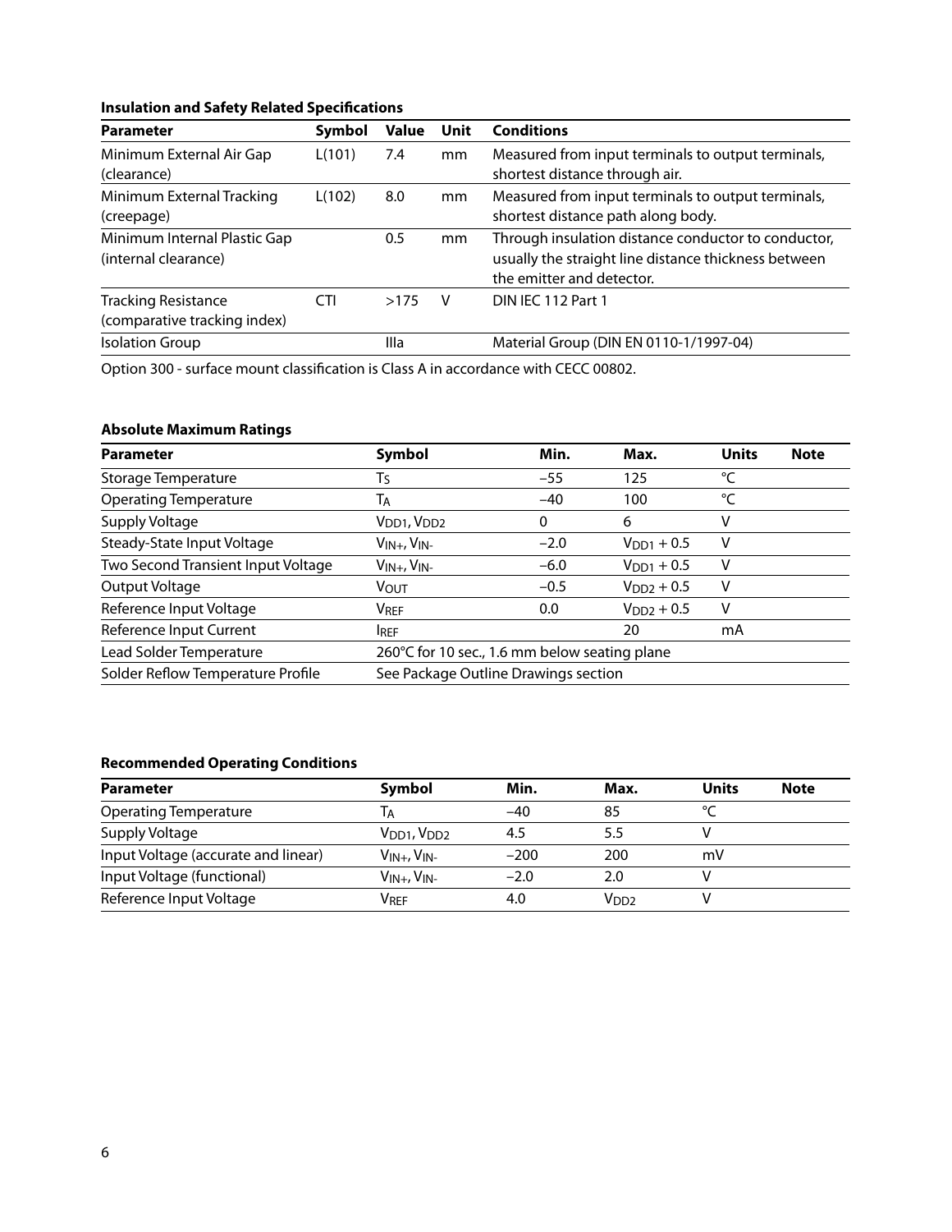### Insulation and Safety Related Specifications

| Parameter | Symbol | Value | Unit | Conditions |
|---|---|---|---|---|
| Minimum External Air Gap (clearance) | L(101) | 7.4 | mm | Measured from input terminals to output terminals, shortest distance through air. |
| Minimum External Tracking (creepage) | L(102) | 8.0 | mm | Measured from input terminals to output terminals, shortest distance path along body. |
| Minimum Internal Plastic Gap (internal clearance) | | 0.5 | mm | Through insulation distance conductor to conductor, usually the straight line distance thickness between the emitter and detector. |
| Tracking Resistance (comparative tracking index) | CTI | >175 | V | DIN IEC 112 Part 1 |
| Isolation Group | | IIIa | | Material Group (DIN EN 0110-1/1997-04) |

Option 300 - surface mount classification is Class A in accordance with CECC 00802.

### Absolute Maximum Ratings

| Parameter | Symbol | Min. | Max. | Units | Note |
|---|---|---|---|---|---|
| Storage Temperature | $T_S$ | –55 | 125 | °C | |
| Operating Temperature | $T_A$ | –40 | 100 | °C | |
| Supply Voltage | $V_{DD1}$, $V_{DD2}$ | 0 | 6 | V | |
| Steady-State Input Voltage | $V_{IN+}$, $V_{IN-}$ | –2.0 | $V_{DD1}$ + 0.5 | V | |
| Two Second Transient Input Voltage | $V_{IN+}$, $V_{IN-}$ | –6.0 | $V_{DD1}$ + 0.5 | V | |
| Output Voltage | $V_{OUT}$ | –0.5 | $V_{DD2}$ + 0.5 | V | |
| Reference Input Voltage | $V_{REF}$ | 0.0 | $V_{DD2}$ + 0.5 | V | |
| Reference Input Current | $I_{REF}$ | | 20 | mA | |
| Lead Solder Temperature | 260°C for 10 sec., 1.6 mm below seating plane | | | | |
| Solder Reflow Temperature Profile | See Package Outline Drawings section | | | | |

### Recommended Operating Conditions

| Parameter | Symbol | Min. | Max. | Units | Note |
|---|---|---|---|---|---|
| Operating Temperature | $T_A$ | –40 | 85 | °C | |
| Supply Voltage | $V_{DD1}$, $V_{DD2}$ | 4.5 | 5.5 | V | |
| Input Voltage (accurate and linear) | $V_{IN+}$, $V_{IN-}$ | –200 | 200 | mV | |
| Input Voltage (functional) | $V_{IN+}$, $V_{IN-}$ | –2.0 | 2.0 | V | |
| Reference Input Voltage | $V_{REF}$ | 4.0 | $V_{DD2}$ | V | |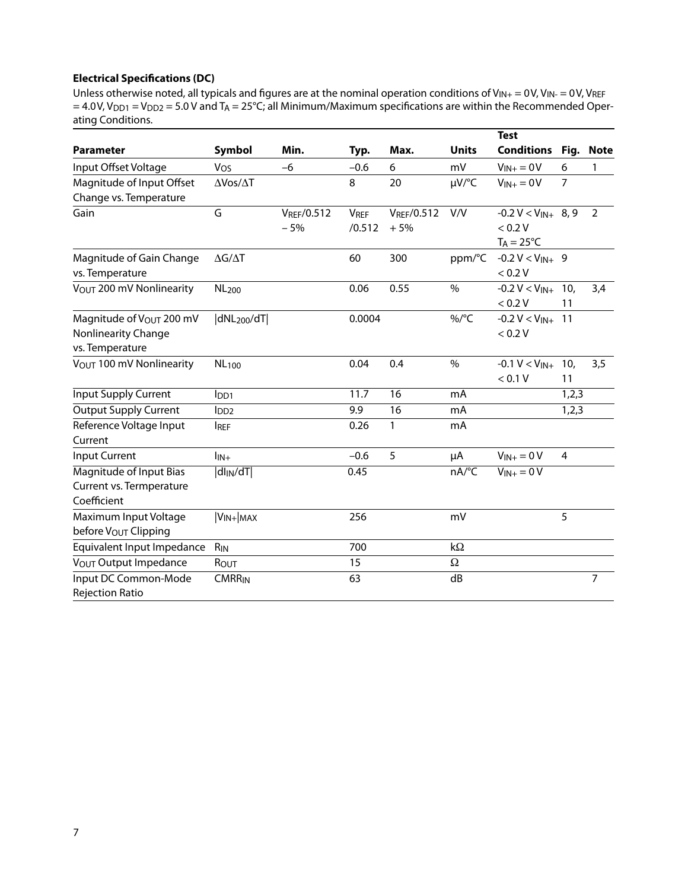### Electrical Specifications (DC)

Unless otherwise noted, all typicals and figures are at the nominal operation conditions of $V_{IN+} = 0V$, $V_{IN-} = 0V$, $V_{REF} = 4.0V$, $V_{DD1} = V_{DD2} = 5.0V$ and $T_A = 25°C$; all Minimum/Maximum specifications are within the Recommended Operating Conditions.

| Parameter | Symbol | Min. | Typ. | Max. | Units | Test Conditions | Fig. | Note |
|---|---|---|---|---|---|---|---|---|
| Input Offset Voltage | $V_{OS}$ | –6 | –0.6 | 6 | mV | $V_{IN+} = 0V$ | 6 | 1 |
| Magnitude of Input Offset Change vs. Temperature | $\Delta Vos/\Delta T$ | | 8 | 20 | μV/°C | $V_{IN+} = 0V$ | 7 | |
| Gain | G | $V_{REF}/0.512$ – 5% | $V_{REF}/0.512$ | $V_{REF}/0.512$ + 5% | V/V | $-0.2V < V_{IN+} < 0.2V$, $T_A = 25°C$ | 8, 9 | 2 |
| Magnitude of Gain Change vs. Temperature | $\Delta G/\Delta T$ | | 60 | 300 | ppm/°C | $-0.2V < V_{IN+} < 0.2V$ | 9 | |
| $V_{OUT}$ 200 mV Nonlinearity | $NL_{200}$ | | 0.06 | 0.55 | % | $-0.2V < V_{IN+} < 0.2V$ | 10, 11 | 3,4 |
| Magnitude of $V_{OUT}$ 200 mV Nonlinearity Change vs. Temperature | $\lvert dNL_{200}/dT \rvert$ | | 0.0004 | | %/°C | $-0.2V < V_{IN+} < 0.2V$ | 11 | |
| $V_{OUT}$ 100 mV Nonlinearity | $NL_{100}$ | | 0.04 | 0.4 | % | $-0.1V < V_{IN+} < 0.1V$ | 10, 11 | 3,5 |
| Input Supply Current | $I_{DD1}$ | | 11.7 | 16 | mA | | 1,2,3 | |
| Output Supply Current | $I_{DD2}$ | | 9.9 | 16 | mA | | 1,2,3 | |
| Reference Voltage Input Current | $I_{REF}$ | | 0.26 | 1 | mA | | | |
| Input Current | $I_{IN+}$ | | –0.6 | 5 | μA | $V_{IN+} = 0V$ | 4 | |
| Magnitude of Input Bias Current vs. Termperature Coefficient | $\lvert dI_{IN}/dT \rvert$ | | 0.45 | | nA/°C | $V_{IN+} = 0V$ | | |
| Maximum Input Voltage before $V_{OUT}$ Clipping | $\lvert V_{IN+} \rvert_{MAX}$ | | 256 | | mV | | 5 | |
| Equivalent Input Impedance | $R_{IN}$ | | 700 | | kΩ | | | |
| $V_{OUT}$ Output Impedance | $R_{OUT}$ | | 15 | | Ω | | | |
| Input DC Common-Mode Rejection Ratio | $CMRR_{IN}$ | | 63 | | dB | | | 7 |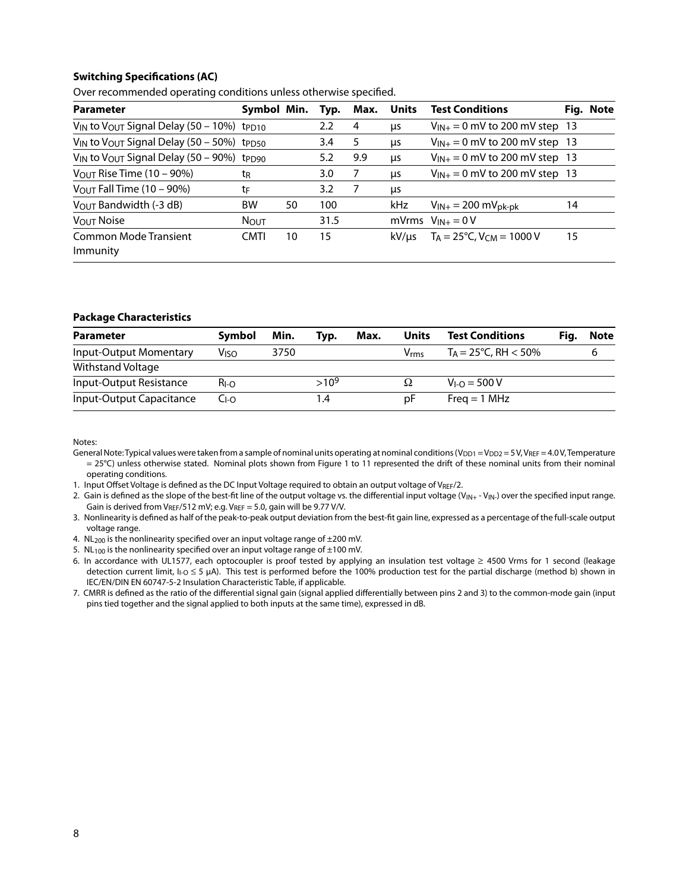### Switching Specifications (AC)

Over recommended operating conditions unless otherwise specified.

| Parameter | Symbol | Min. | Typ. | Max. | Units | Test Conditions | Fig. | Note |
|---|---|---|---|---|---|---|---|---|
| $V_{IN}$ to $V_{OUT}$ Signal Delay (50 – 10%) | $t_{PD10}$ | | 2.2 | 4 | µs | $V_{IN+}$ = 0 mV to 200 mV step | 13 | |
| $V_{IN}$ to $V_{OUT}$ Signal Delay (50 – 50%) | $t_{PD50}$ | | 3.4 | 5 | µs | $V_{IN+}$ = 0 mV to 200 mV step | 13 | |
| $V_{IN}$ to $V_{OUT}$ Signal Delay (50 – 90%) | $t_{PD90}$ | | 5.2 | 9.9 | µs | $V_{IN+}$ = 0 mV to 200 mV step | 13 | |
| $V_{OUT}$ Rise Time (10 – 90%) | $t_R$ | | 3.0 | 7 | µs | $V_{IN+}$ = 0 mV to 200 mV step | 13 | |
| $V_{OUT}$ Fall Time (10 – 90%) | $t_F$ | | 3.2 | 7 | µs | | | |
| $V_{OUT}$ Bandwidth (-3 dB) | BW | 50 | 100 | | kHz | $V_{IN+}$ = 200 $mV_{pk-pk}$ | 14 | |
| $V_{OUT}$ Noise | $N_{OUT}$ | | 31.5 | | mVrms | $V_{IN+}$ = 0 V | | |
| Common Mode Transient Immunity | CMTI | 10 | 15 | | kV/µs | $T_A$ = 25°C, $V_{CM}$ = 1000 V | 15 | |

### Package Characteristics

| Parameter | Symbol | Min. | Typ. | Max. | Units | Test Conditions | Fig. | Note |
|---|---|---|---|---|---|---|---|---|
| Input-Output Momentary Withstand Voltage | $V_{ISO}$ | 3750 | | | $V_{rms}$ | $T_A$ = 25°C, RH < 50% | | 6 |
| Input-Output Resistance | $R_{I-O}$ | | $>10^9$ | | Ω | $V_{I-O}$ = 500 V | | |
| Input-Output Capacitance | $C_{I-O}$ | | 1.4 | | pF | Freq = 1 MHz | | |

Notes:

General Note: Typical values were taken from a sample of nominal units operating at nominal conditions ($V_{DD1} = V_{DD2}$ = 5 V, $V_{REF}$ = 4.0 V, Temperature = 25°C) unless otherwise stated. Nominal plots shown from Figure 1 to 11 represented the drift of these nominal units from their nominal operating conditions.

1. Input Offset Voltage is defined as the DC Input Voltage required to obtain an output voltage of $V_{REF}/2$.
2. Gain is defined as the slope of the best-fit line of the output voltage vs. the differential input voltage ($V_{IN+}$ - $V_{IN-}$) over the specified input range. Gain is derived from $V_{REF}$/512 mV; e.g. $V_{REF}$ = 5.0, gain will be 9.77 V/V.
3. Nonlinearity is defined as half of the peak-to-peak output deviation from the best-fit gain line, expressed as a percentage of the full-scale output voltage range.
4. $NL_{200}$ is the nonlinearity specified over an input voltage range of ±200 mV.
5. $NL_{100}$ is the nonlinearity specified over an input voltage range of ±100 mV.
6. In accordance with UL1577, each optocoupler is proof tested by applying an insulation test voltage ≥ 4500 Vrms for 1 second (leakage detection current limit, $I_{I-O}$ ≤ 5 µA). This test is performed before the 100% production test for the partial discharge (method b) shown in IEC/EN/DIN EN 60747-5-2 Insulation Characteristic Table, if applicable.
7. CMRR is defined as the ratio of the differential signal gain (signal applied differentially between pins 2 and 3) to the common-mode gain (input pins tied together and the signal applied to both inputs at the same time), expressed in dB.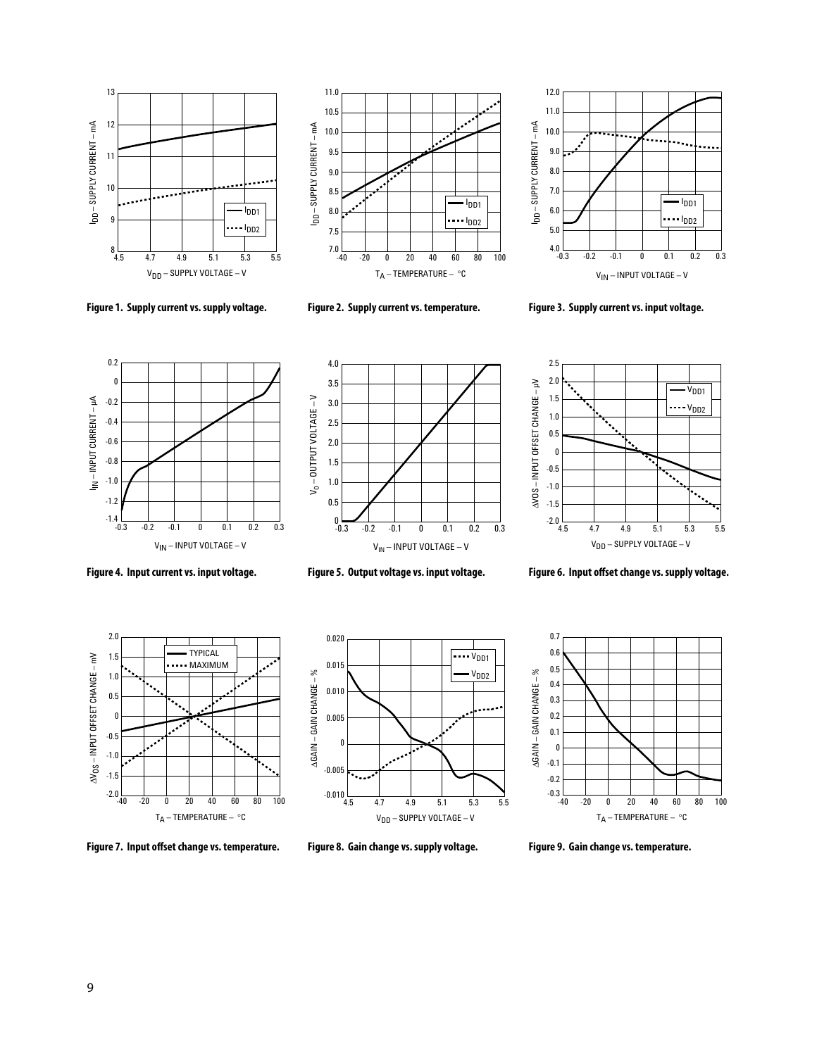13
12
11
10
9
8
4.5 4.7 4.9 5.1 5.3 5.5
$I_{DD}$ – SUPPLY CURRENT – mA
$V_{DD}$ – SUPPLY VOLTAGE – V
$I_{DD1}$
$I_{DD2}$

**Figure 1. Supply current vs. supply voltage.**

11.0
10.5
10.0
9.5
9.0
8.5
8.0
7.5
7.0
-40 -20 0 20 40 60 80 100
$I_{DD}$ – SUPPLY CURRENT – mA
$T_A$ – TEMPERATURE – °C
$I_{DD1}$
$I_{DD2}$

**Figure 2. Supply current vs. temperature.**

12.0
11.0
10.0
9.0
8.0
7.0
6.0
5.0
4.0
-0.3 -0.2 -0.1 0 0.1 0.2 0.3
$I_{DD}$ – SUPPLY CURRENT – mA
$V_{IN}$ – INPUT VOLTAGE – V
$I_{DD1}$
$I_{DD2}$

**Figure 3. Supply current vs. input voltage.**

0.2
0
-0.2
-0.4
-0.6
-0.8
-1.0
-1.2
-1.4
-0.3 -0.2 -0.1 0 0.1 0.2 0.3
$I_{IN}$ – INPUT CURRENT – µA
$V_{IN}$ – INPUT VOLTAGE – V

**Figure 4. Input current vs. input voltage.**

4.0
3.5
3.0
2.5
2.0
1.5
1.0
0.5
0
-0.3 -0.2 -0.1 0 0.1 0.2 0.3
$V_O$ – OUTPUT VOLTAGE – V
$V_{IN}$ – INPUT VOLTAGE – V

**Figure 5. Output voltage vs. input voltage.**

2.5
2.0
1.5
1.0
0.5
0
-0.5
-1.0
-1.5
-2.0
4.5 4.7 4.9 5.1 5.3 5.5
ΔVOS – INPUT OFFSET CHANGE – µV
$V_{DD}$ – SUPPLY VOLTAGE – V
$V_{DD1}$
$V_{DD2}$

**Figure 6. Input offset change vs. supply voltage.**

2.0
1.5
1.0
0.5
0
-0.5
-1.0
-1.5
-2.0
-40 -20 0 20 40 60 80 100
$\Delta V_{OS}$ – INPUT OFFSET CHANGE – mV
$T_A$ – TEMPERATURE – °C
TYPICAL
MAXIMUM

**Figure 7. Input offset change vs. temperature.**

0.020
0.015
0.010
0.005
0
-0.005
-0.010
4.5 4.7 4.9 5.1 5.3 5.5
ΔGAIN – GAIN CHANGE – %
$V_{DD}$ – SUPPLY VOLTAGE – V
$V_{DD1}$
$V_{DD2}$

**Figure 8. Gain change vs. supply voltage.**

0.7
0.6
0.5
0.4
0.3
0.2
0.1
0
-0.1
-0.2
-0.3
-40 -20 0 20 40 60 80 100
ΔGAIN – GAIN CHANGE – %
$T_A$ – TEMPERATURE – °C

**Figure 9. Gain change vs. temperature.**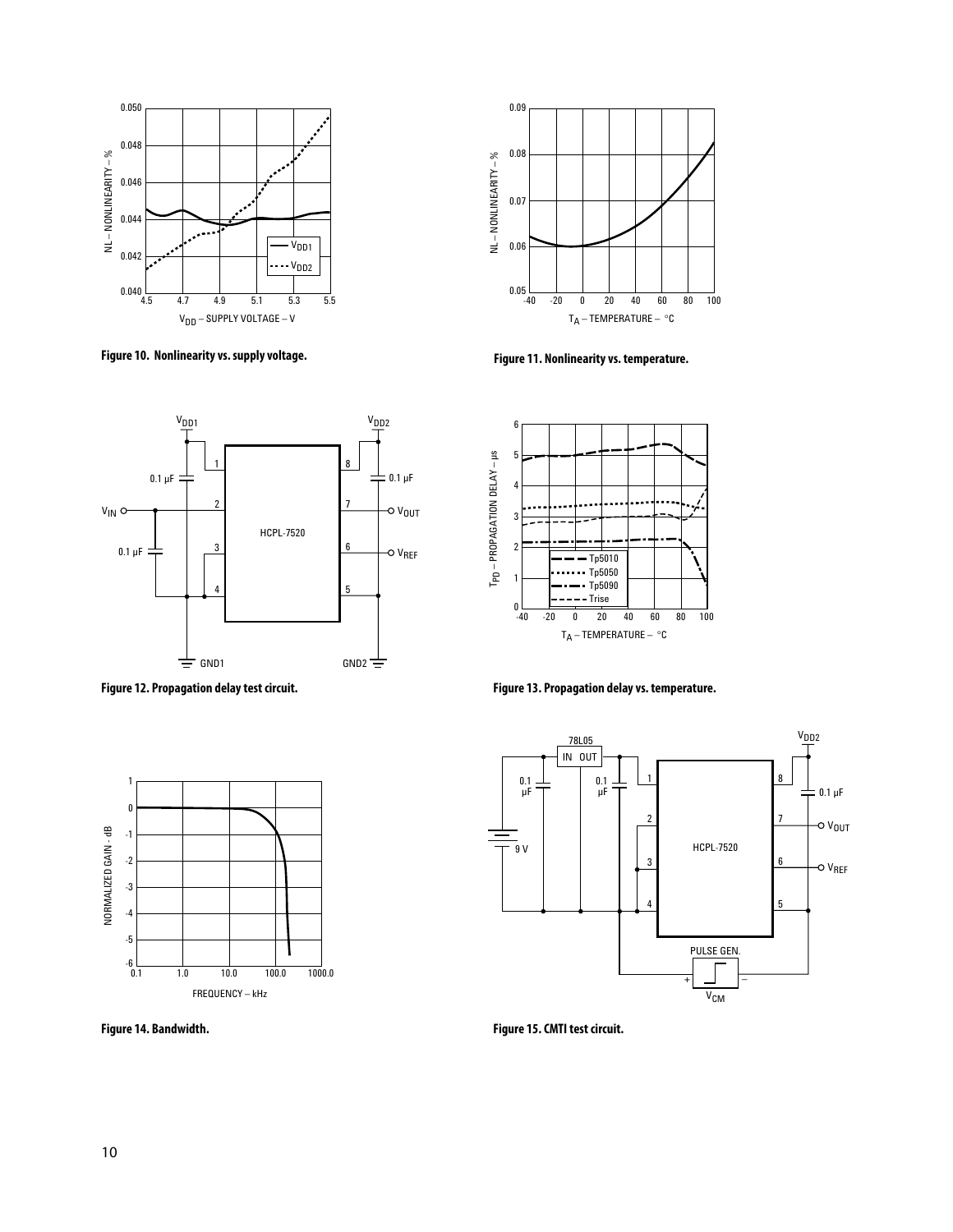0.050
0.048
0.046
0.044
0.042
0.040

NL – NONLINEARITY – %

4.5 4.7 4.9 5.1 5.3 5.5

$V_{DD}$ – SUPPLY VOLTAGE – V

$V_{DD1}$

$V_{DD2}$

**Figure 10. Nonlinearity vs. supply voltage.**

0.09
0.08
0.07
0.06
0.05

NL – NONLINEARITY – %

-40 -20 0 20 40 60 80 100

$T_A$ – TEMPERATURE – °C

**Figure 11. Nonlinearity vs. temperature.**

$V_{DD1}$

$V_{DD2}$

0.1 µF

0.1 µF

$V_{IN}$

0.1 µF

HCPL-7520

1 2 3 4 8 7 6 5

$V_{OUT}$

$V_{REF}$

GND1

GND2

**Figure 12. Propagation delay test circuit.**

6
5
4
3
2
1
0

$T_{PD}$ – PROPAGATION DELAY – µs

-40 -20 0 20 40 60 80 100

$T_A$ – TEMPERATURE – °C

Tp5010
Tp5050
Tp5090
Trise

**Figure 13. Propagation delay vs. temperature.**

1
0
-1
-2
-3
-4
-5
-6

NORMALIZED GAIN - dB

0.1 1.0 10.0 100.0 1000.0

FREQUENCY – kHz

**Figure 14. Bandwidth.**

78L05

IN OUT

0.1 µF

0.1 µF

9 V

$V_{DD2}$

0.1 µF

HCPL-7520

1 2 3 4 8 7 6 5

$V_{OUT}$

$V_{REF}$

PULSE GEN.

+ –

$V_{CM}$

**Figure 15. CMTI test circuit.**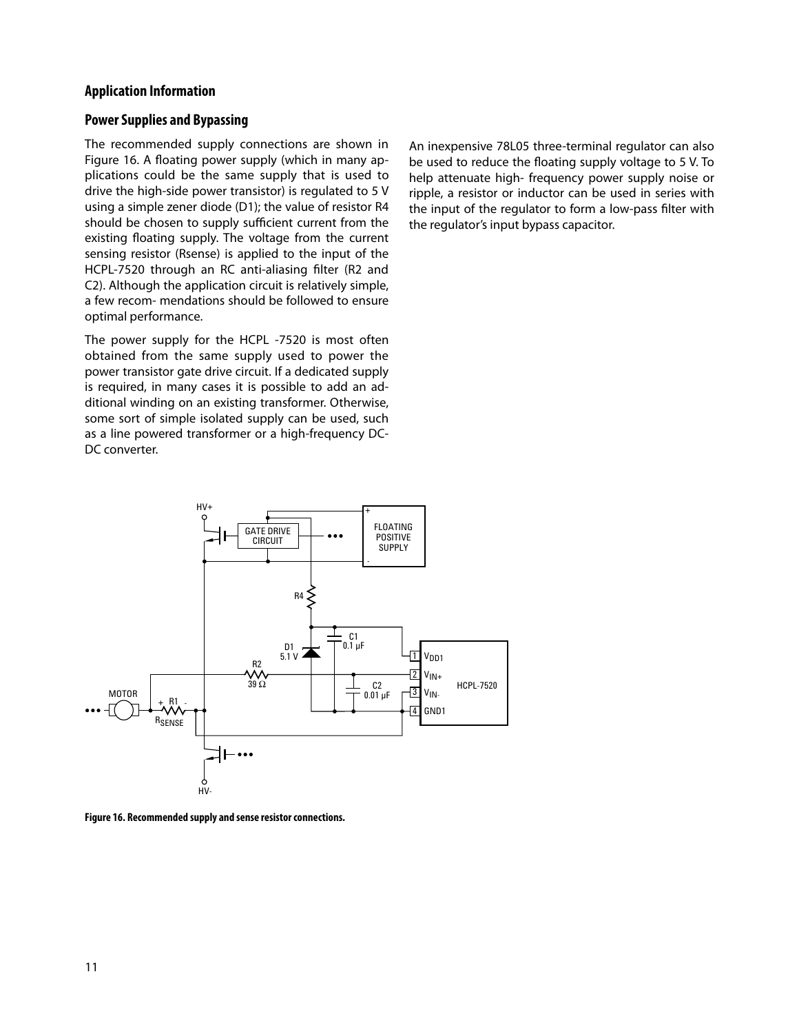## Application Information

### Power Supplies and Bypassing

The recommended supply connections are shown in Figure 16. A floating power supply (which in many applications could be the same supply that is used to drive the high-side power transistor) is regulated to 5 V using a simple zener diode (D1); the value of resistor R4 should be chosen to supply sufficient current from the existing floating supply. The voltage from the current sensing resistor (Rsense) is applied to the input of the HCPL-7520 through an RC anti-aliasing filter (R2 and C2). Although the application circuit is relatively simple, a few recom- mendations should be followed to ensure optimal performance.

The power supply for the HCPL -7520 is most often obtained from the same supply used to power the power transistor gate drive circuit. If a dedicated supply is required, in many cases it is possible to add an additional winding on an existing transformer. Otherwise, some sort of simple isolated supply can be used, such as a line powered transformer or a high-frequency DC-DC converter.

An inexpensive 78L05 three-terminal regulator can also be used to reduce the floating supply voltage to 5 V. To help attenuate high- frequency power supply noise or ripple, a resistor or inductor can be used in series with the input of the regulator to form a low-pass filter with the regulator's input bypass capacitor.

HV+
GATE DRIVE CIRCUIT
FLOATING POSITIVE SUPPLY
+
-
R4
C1 0.1 µF
D1 5.1 V
R2 39 Ω
C2 0.01 µF
1 $V_{DD1}$
2 $V_{IN+}$
3 $V_{IN-}$
4 GND1
HCPL-7520
MOTOR
+ R1 -
$R_{SENSE}$
HV-

**Figure 16. Recommended supply and sense resistor connections.**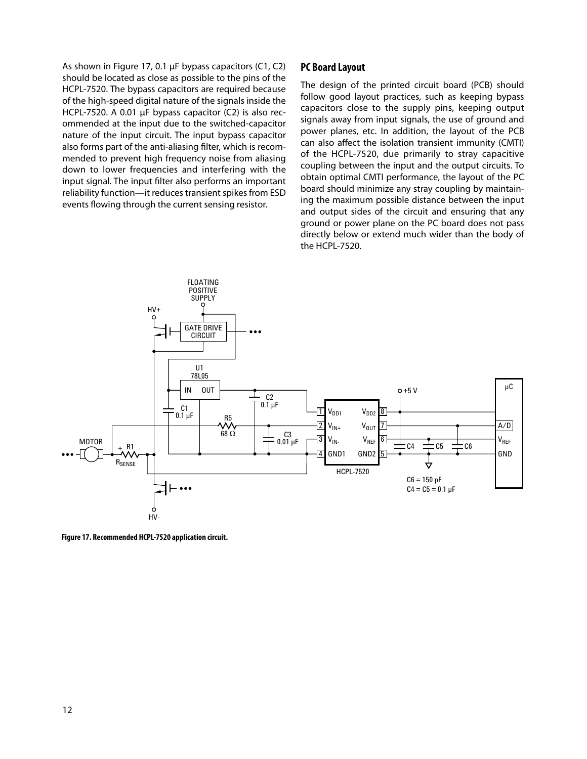As shown in Figure 17, 0.1 µF bypass capacitors (C1, C2) should be located as close as possible to the pins of the HCPL-7520. The bypass capacitors are required because of the high-speed digital nature of the signals inside the HCPL-7520. A 0.01 µF bypass capacitor (C2) is also recommended at the input due to the switched-capacitor nature of the input circuit. The input bypass capacitor also forms part of the anti-aliasing filter, which is recommended to prevent high frequency noise from aliasing down to lower frequencies and interfering with the input signal. The input filter also performs an important reliability function—it reduces transient spikes from ESD events flowing through the current sensing resistor.

## PC Board Layout

The design of the printed circuit board (PCB) should follow good layout practices, such as keeping bypass capacitors close to the supply pins, keeping output signals away from input signals, the use of ground and power planes, etc. In addition, the layout of the PCB can also affect the isolation transient immunity (CMTI) of the HCPL-7520, due primarily to stray capacitive coupling between the input and the output circuits. To obtain optimal CMTI performance, the layout of the PC board should minimize any stray coupling by maintaining the maximum possible distance between the input and output sides of the circuit and ensuring that any ground or power plane on the PC board does not pass directly below or extend much wider than the body of the HCPL-7520.

**Figure 17. Recommended HCPL-7520 application circuit.**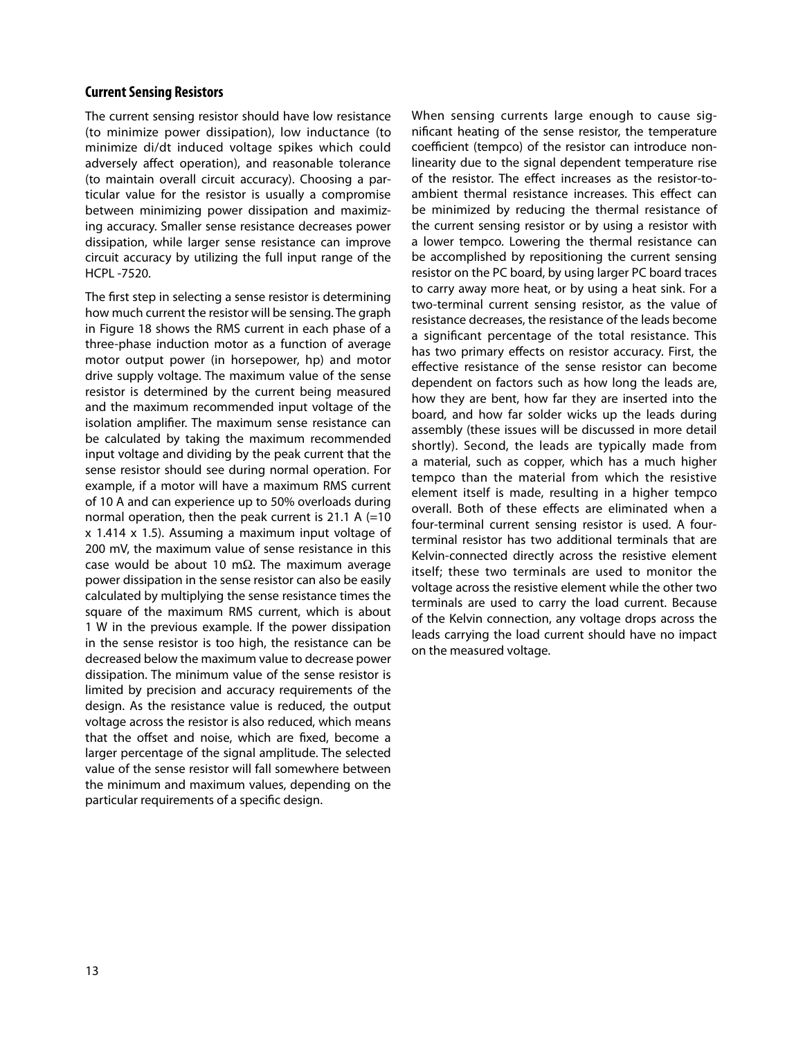### Current Sensing Resistors

The current sensing resistor should have low resistance (to minimize power dissipation), low inductance (to minimize di/dt induced voltage spikes which could adversely affect operation), and reasonable tolerance (to maintain overall circuit accuracy). Choosing a particular value for the resistor is usually a compromise between minimizing power dissipation and maximizing accuracy. Smaller sense resistance decreases power dissipation, while larger sense resistance can improve circuit accuracy by utilizing the full input range of the HCPL -7520.

The first step in selecting a sense resistor is determining how much current the resistor will be sensing. The graph in Figure 18 shows the RMS current in each phase of a three-phase induction motor as a function of average motor output power (in horsepower, hp) and motor drive supply voltage. The maximum value of the sense resistor is determined by the current being measured and the maximum recommended input voltage of the isolation amplifier. The maximum sense resistance can be calculated by taking the maximum recommended input voltage and dividing by the peak current that the sense resistor should see during normal operation. For example, if a motor will have a maximum RMS current of 10 A and can experience up to 50% overloads during normal operation, then the peak current is 21.1 A (=10 x 1.414 x 1.5). Assuming a maximum input voltage of 200 mV, the maximum value of sense resistance in this case would be about 10 mΩ. The maximum average power dissipation in the sense resistor can also be easily calculated by multiplying the sense resistance times the square of the maximum RMS current, which is about 1 W in the previous example. If the power dissipation in the sense resistor is too high, the resistance can be decreased below the maximum value to decrease power dissipation. The minimum value of the sense resistor is limited by precision and accuracy requirements of the design. As the resistance value is reduced, the output voltage across the resistor is also reduced, which means that the offset and noise, which are fixed, become a larger percentage of the signal amplitude. The selected value of the sense resistor will fall somewhere between the minimum and maximum values, depending on the particular requirements of a specific design.

When sensing currents large enough to cause significant heating of the sense resistor, the temperature coefficient (tempco) of the resistor can introduce nonlinearity due to the signal dependent temperature rise of the resistor. The effect increases as the resistor-to-ambient thermal resistance increases. This effect can be minimized by reducing the thermal resistance of the current sensing resistor or by using a resistor with a lower tempco. Lowering the thermal resistance can be accomplished by repositioning the current sensing resistor on the PC board, by using larger PC board traces to carry away more heat, or by using a heat sink. For a two-terminal current sensing resistor, as the value of resistance decreases, the resistance of the leads become a significant percentage of the total resistance. This has two primary effects on resistor accuracy. First, the effective resistance of the sense resistor can become dependent on factors such as how long the leads are, how they are bent, how far they are inserted into the board, and how far solder wicks up the leads during assembly (these issues will be discussed in more detail shortly). Second, the leads are typically made from a material, such as copper, which has a much higher tempco than the material from which the resistive element itself is made, resulting in a higher tempco overall. Both of these effects are eliminated when a four-terminal current sensing resistor is used. A four-terminal resistor has two additional terminals that are Kelvin-connected directly across the resistive element itself; these two terminals are used to monitor the voltage across the resistive element while the other two terminals are used to carry the load current. Because of the Kelvin connection, any voltage drops across the leads carrying the load current should have no impact on the measured voltage.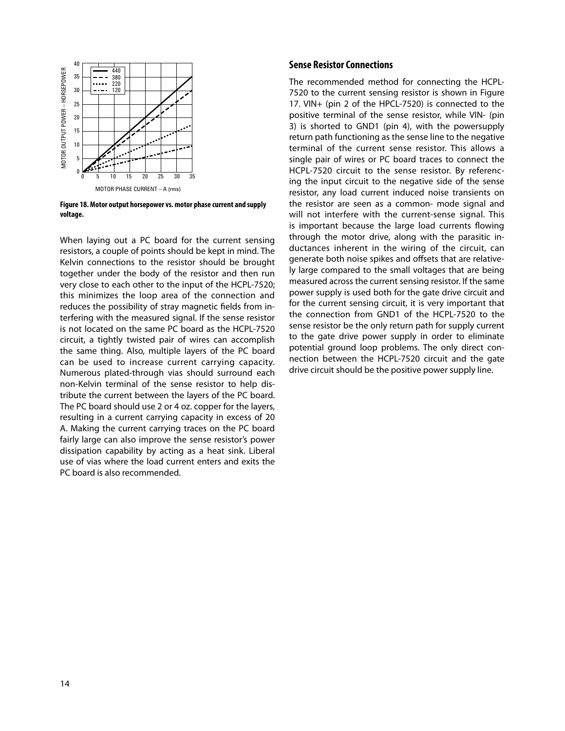40
35
30
25
20
15
10
5
0

0 5 10 15 20 25 30 35

MOTOR OUTPUT POWER – HORSEPOWER

MOTOR PHASE CURRENT – A (rms)

440
380
220
120

**Figure 18. Motor output horsepower vs. motor phase current and supply voltage.**

When laying out a PC board for the current sensing resistors, a couple of points should be kept in mind. The Kelvin connections to the resistor should be brought together under the body of the resistor and then run very close to each other to the input of the HCPL-7520; this minimizes the loop area of the connection and reduces the possibility of stray magnetic fields from interfering with the measured signal. If the sense resistor is not located on the same PC board as the HCPL-7520 circuit, a tightly twisted pair of wires can accomplish the same thing. Also, multiple layers of the PC board can be used to increase current carrying capacity. Numerous plated-through vias should surround each non-Kelvin terminal of the sense resistor to help distribute the current between the layers of the PC board. The PC board should use 2 or 4 oz. copper for the layers, resulting in a current carrying capacity in excess of 20 A. Making the current carrying traces on the PC board fairly large can also improve the sense resistor's power dissipation capability by acting as a heat sink. Liberal use of vias where the load current enters and exits the PC board is also recommended.

## Sense Resistor Connections

The recommended method for connecting the HCPL-7520 to the current sensing resistor is shown in Figure 17. VIN+ (pin 2 of the HPCL-7520) is connected to the positive terminal of the sense resistor, while VIN- (pin 3) is shorted to GND1 (pin 4), with the powersupply return path functioning as the sense line to the negative terminal of the current sense resistor. This allows a single pair of wires or PC board traces to connect the HCPL-7520 circuit to the sense resistor. By referencing the input circuit to the negative side of the sense resistor, any load current induced noise transients on the resistor are seen as a common- mode signal and will not interfere with the current-sense signal. This is important because the large load currents flowing through the motor drive, along with the parasitic inductances inherent in the wiring of the circuit, can generate both noise spikes and offsets that are relatively large compared to the small voltages that are being measured across the current sensing resistor. If the same power supply is used both for the gate drive circuit and for the current sensing circuit, it is very important that the connection from GND1 of the HCPL-7520 to the sense resistor be the only return path for supply current to the gate drive power supply in order to eliminate potential ground loop problems. The only direct connection between the HCPL-7520 circuit and the gate drive circuit should be the positive power supply line.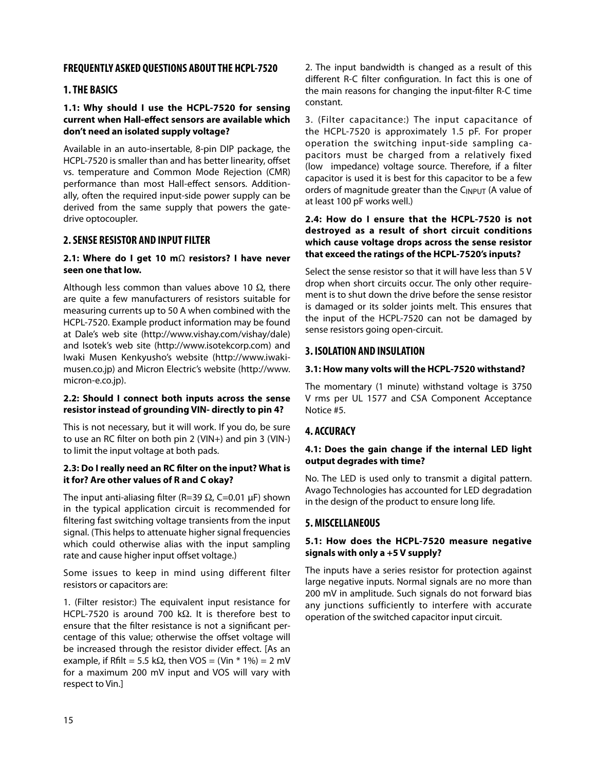## FREQUENTLY ASKED QUESTIONS ABOUT THE HCPL-7520

### 1. THE BASICS

**1.1: Why should I use the HCPL-7520 for sensing current when Hall-effect sensors are available which don't need an isolated supply voltage?**

Available in an auto-insertable, 8-pin DIP package, the HCPL-7520 is smaller than and has better linearity, offset vs. temperature and Common Mode Rejection (CMR) performance than most Hall-effect sensors. Additionally, often the required input-side power supply can be derived from the same supply that powers the gate-drive optocoupler.

### 2. SENSE RESISTOR AND INPUT FILTER

**2.1: Where do I get 10 mΩ resistors? I have never seen one that low.**

Although less common than values above 10 Ω, there are quite a few manufacturers of resistors suitable for measuring currents up to 50 A when combined with the HCPL-7520. Example product information may be found at Dale's web site (http://www.vishay.com/vishay/dale) and Isotek's web site (http://www.isotekcorp.com) and Iwaki Musen Kenkyusho's website (http://www.iwaki-musen.co.jp) and Micron Electric's website (http://www.micron-e.co.jp).

**2.2: Should I connect both inputs across the sense resistor instead of grounding VIN- directly to pin 4?**

This is not necessary, but it will work. If you do, be sure to use an RC filter on both pin 2 (VIN+) and pin 3 (VIN-) to limit the input voltage at both pads.

**2.3: Do I really need an RC filter on the input? What is it for? Are other values of R and C okay?**

The input anti-aliasing filter (R=39 Ω, C=0.01 μF) shown in the typical application circuit is recommended for filtering fast switching voltage transients from the input signal. (This helps to attenuate higher signal frequencies which could otherwise alias with the input sampling rate and cause higher input offset voltage.)

Some issues to keep in mind using different filter resistors or capacitors are:

1. (Filter resistor:) The equivalent input resistance for HCPL-7520 is around 700 kΩ. It is therefore best to ensure that the filter resistance is not a significant percentage of this value; otherwise the offset voltage will be increased through the resistor divider effect. [As an example, if Rfilt = 5.5 kΩ, then VOS = (Vin * 1%) = 2 mV for a maximum 200 mV input and VOS will vary with respect to Vin.]

2. The input bandwidth is changed as a result of this different R-C filter configuration. In fact this is one of the main reasons for changing the input-filter R-C time constant.

3. (Filter capacitance:) The input capacitance of the HCPL-7520 is approximately 1.5 pF. For proper operation the switching input-side sampling capacitors must be charged from a relatively fixed (low impedance) voltage source. Therefore, if a filter capacitor is used it is best for this capacitor to be a few orders of magnitude greater than the $C_{INPUT}$ (A value of at least 100 pF works well.)

**2.4: How do I ensure that the HCPL-7520 is not destroyed as a result of short circuit conditions which cause voltage drops across the sense resistor that exceed the ratings of the HCPL-7520's inputs?**

Select the sense resistor so that it will have less than 5 V drop when short circuits occur. The only other requirement is to shut down the drive before the sense resistor is damaged or its solder joints melt. This ensures that the input of the HCPL-7520 can not be damaged by sense resistors going open-circuit.

### 3. ISOLATION AND INSULATION

**3.1: How many volts will the HCPL-7520 withstand?**

The momentary (1 minute) withstand voltage is 3750 V rms per UL 1577 and CSA Component Acceptance Notice #5.

### 4. ACCURACY

**4.1: Does the gain change if the internal LED light output degrades with time?**

No. The LED is used only to transmit a digital pattern. Avago Technologies has accounted for LED degradation in the design of the product to ensure long life.

### 5. MISCELLANEOUS

**5.1: How does the HCPL-7520 measure negative signals with only a +5 V supply?**

The inputs have a series resistor for protection against large negative inputs. Normal signals are no more than 200 mV in amplitude. Such signals do not forward bias any junctions sufficiently to interfere with accurate operation of the switched capacitor input circuit.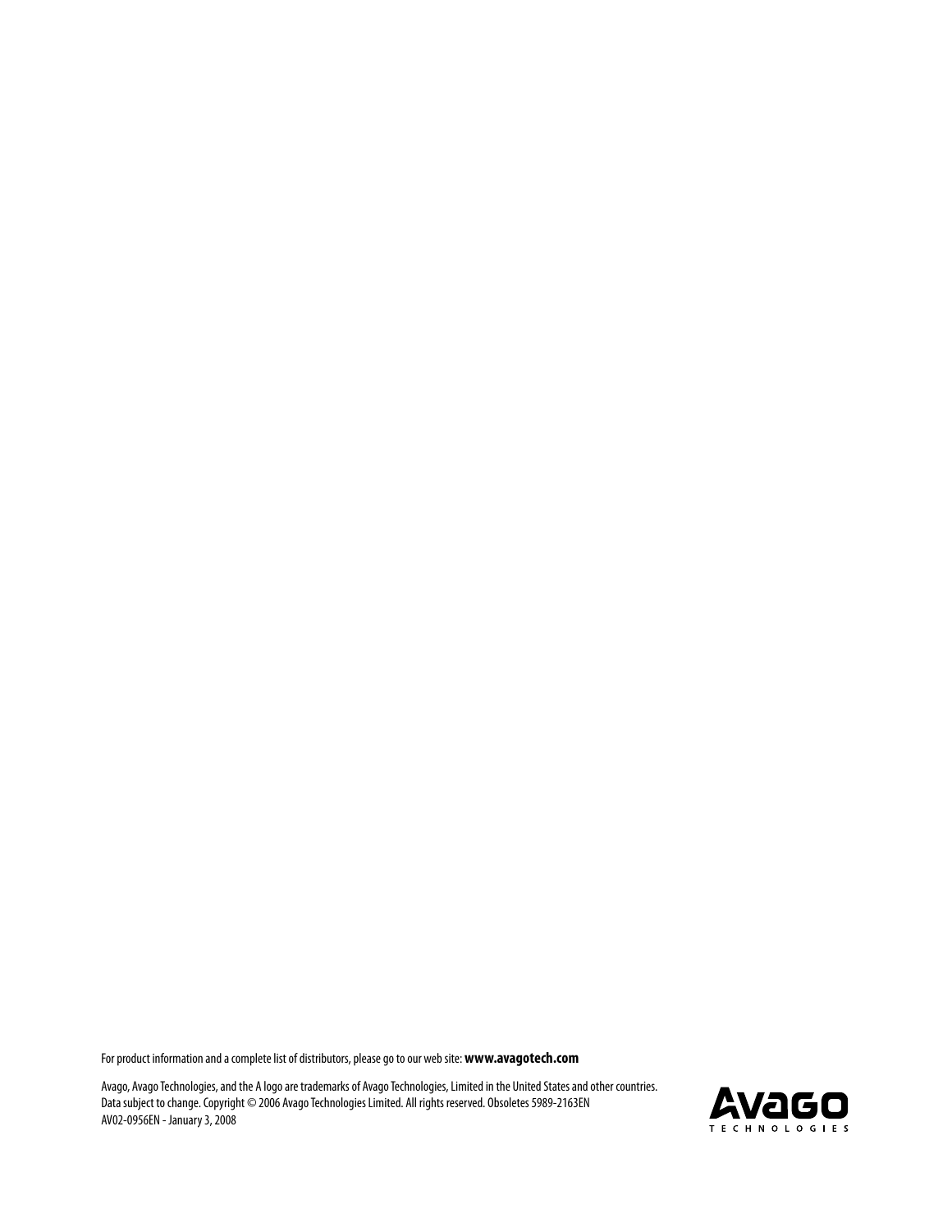For product information and a complete list of distributors, please go to our web site: **www.avagotech.com**

Avago, Avago Technologies, and the A logo are trademarks of Avago Technologies, Limited in the United States and other countries.
Data subject to change. Copyright © 2006 Avago Technologies Limited. All rights reserved. Obsoletes 5989-2163EN
AV02-0956EN - January 3, 2008